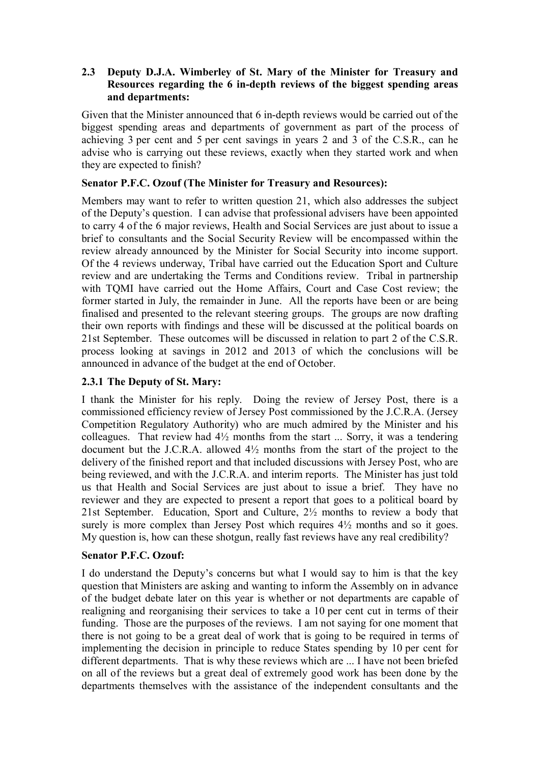### 2.3 Deputy D.J.A. Wimberley of St. Mary of the Minister for Treasury and Resources regarding the 6 in-depth reviews of the biggest spending areas and departments:

Given that the Minister announced that 6 in-depth reviews would be carried out of the biggest spending areas and departments of government as part of the process of achieving 3 per cent and 5 per cent savings in years 2 and 3 of the C.S.R., can he advise who is carrying out these reviews, exactly when they started work and when they are expected to finish?

**Senator P.F.C. Ozouf (The Minister for Treasury and Resources):**

Members may want to refer to written question 21, which also addresses the subject of the Deputy's question. I can advise that professional advisers have been appointed to carry 4 of the 6 major reviews, Health and Social Services are just about to issue a brief to consultants and the Social Security Review will be encompassed within the review already announced by the Minister for Social Security into income support. Of the 4 reviews underway, Tribal have carried out the Education Sport and Culture review and are undertaking the Terms and Conditions review. Tribal in partnership with TQMI have carried out the Home Affairs, Court and Case Cost review; the former started in July, the remainder in June. All the reports have been or are being finalised and presented to the relevant steering groups. The groups are now drafting their own reports with findings and these will be discussed at the political boards on 21st September. These outcomes will be discussed in relation to part 2 of the C.S.R. process looking at savings in 2012 and 2013 of which the conclusions will be announced in advance of the budget at the end of October.

#### 2.3.1 The Deputy of St. Mary:

I thank the Minister for his reply. Doing the review of Jersey Post, there is a commissioned efficiency review of Jersey Post commissioned by the J.C.R.A. (Jersey Competition Regulatory Authority) who are much admired by the Minister and his colleagues. That review had 4½ months from the start ... Sorry, it was a tendering document but the J.C.R.A. allowed 4½ months from the start of the project to the delivery of the finished report and that included discussions with Jersey Post, who are being reviewed, and with the J.C.R.A. and interim reports. The Minister has just told us that Health and Social Services are just about to issue a brief. They have no reviewer and they are expected to present a report that goes to a political board by 21st September. Education, Sport and Culture, 2½ months to review a body that surely is more complex than Jersey Post which requires 4½ months and so it goes. My question is, how can these shotgun, really fast reviews have any real credibility?

**Senator P.F.C. Ozouf:**

I do understand the Deputy's concerns but what I would say to him is that the key question that Ministers are asking and wanting to inform the Assembly on in advance of the budget debate later on this year is whether or not departments are capable of realigning and reorganising their services to take a 10 per cent cut in terms of their funding. Those are the purposes of the reviews. I am not saying for one moment that there is not going to be a great deal of work that is going to be required in terms of implementing the decision in principle to reduce States spending by 10 per cent for different departments. That is why these reviews which are ... I have not been briefed on all of the reviews but a great deal of extremely good work has been done by the departments themselves with the assistance of the independent consultants and the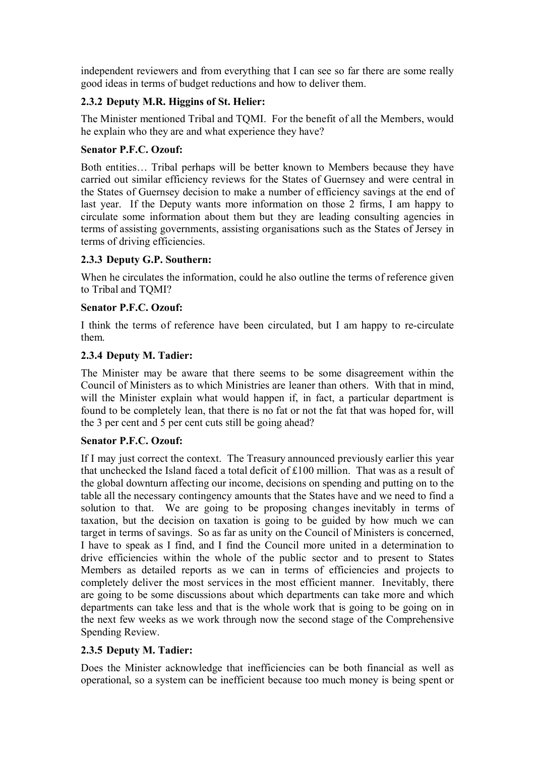independent reviewers and from everything that I can see so far there are some really good ideas in terms of budget reductions and how to deliver them.

### 2.3.2 Deputy M.R. Higgins of St. Helier:

The Minister mentioned Tribal and TQMI. For the benefit of all the Members, would he explain who they are and what experience they have?

**Senator P.F.C. Ozouf:**

Both entities… Tribal perhaps will be better known to Members because they have carried out similar efficiency reviews for the States of Guernsey and were central in the States of Guernsey decision to make a number of efficiency savings at the end of last year. If the Deputy wants more information on those 2 firms, I am happy to circulate some information about them but they are leading consulting agencies in terms of assisting governments, assisting organisations such as the States of Jersey in terms of driving efficiencies.

### 2.3.3 Deputy G.P. Southern:

When he circulates the information, could he also outline the terms of reference given to Tribal and TQMI?

**Senator P.F.C. Ozouf:**

I think the terms of reference have been circulated, but I am happy to re-circulate them.

### 2.3.4 Deputy M. Tadier:

The Minister may be aware that there seems to be some disagreement within the Council of Ministers as to which Ministries are leaner than others. With that in mind, will the Minister explain what would happen if, in fact, a particular department is found to be completely lean, that there is no fat or not the fat that was hoped for, will the 3 per cent and 5 per cent cuts still be going ahead?

**Senator P.F.C. Ozouf:**

If I may just correct the context. The Treasury announced previously earlier this year that unchecked the Island faced a total deficit of £100 million. That was as a result of the global downturn affecting our income, decisions on spending and putting on to the table all the necessary contingency amounts that the States have and we need to find a solution to that. We are going to be proposing changes inevitably in terms of taxation, but the decision on taxation is going to be guided by how much we can target in terms of savings. So as far as unity on the Council of Ministers is concerned, I have to speak as I find, and I find the Council more united in a determination to drive efficiencies within the whole of the public sector and to present to States Members as detailed reports as we can in terms of efficiencies and projects to completely deliver the most services in the most efficient manner. Inevitably, there are going to be some discussions about which departments can take more and which departments can take less and that is the whole work that is going to be going on in the next few weeks as we work through now the second stage of the Comprehensive Spending Review.

### 2.3.5 Deputy M. Tadier:

Does the Minister acknowledge that inefficiencies can be both financial as well as operational, so a system can be inefficient because too much money is being spent or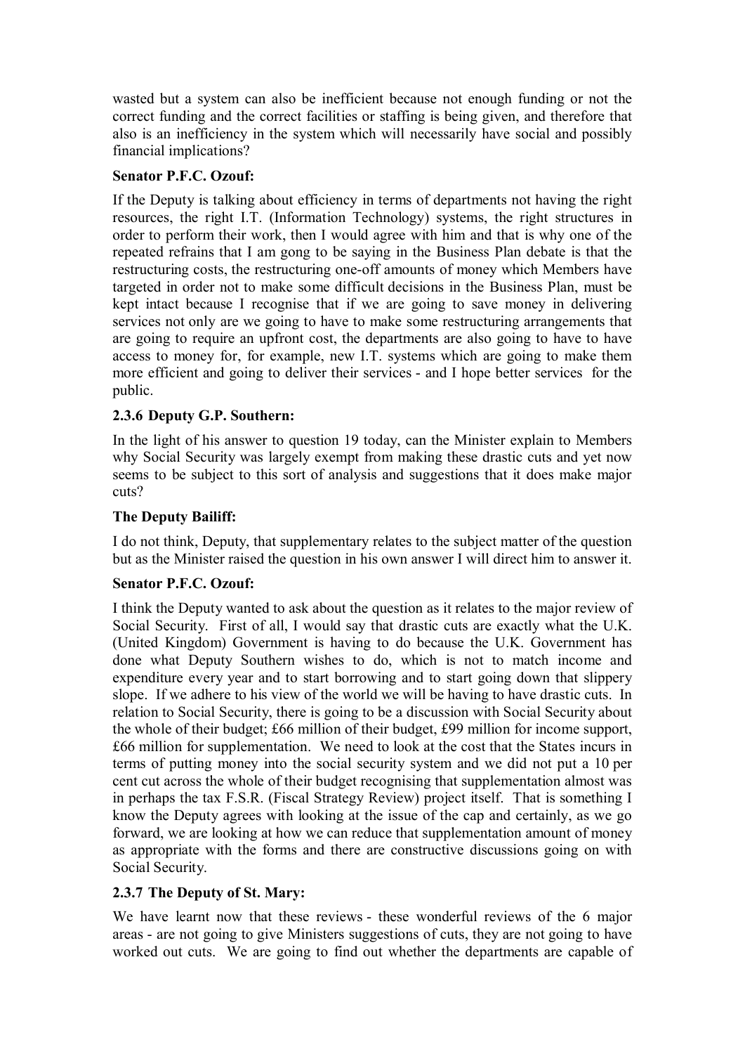wasted but a system can also be inefficient because not enough funding or not the correct funding and the correct facilities or staffing is being given, and therefore that also is an inefficiency in the system which will necessarily have social and possibly financial implications?

**Senator P.F.C. Ozouf:**

If the Deputy is talking about efficiency in terms of departments not having the right resources, the right I.T. (Information Technology) systems, the right structures in order to perform their work, then I would agree with him and that is why one of the repeated refrains that I am gong to be saying in the Business Plan debate is that the restructuring costs, the restructuring one-off amounts of money which Members have targeted in order not to make some difficult decisions in the Business Plan, must be kept intact because I recognise that if we are going to save money in delivering services not only are we going to have to make some restructuring arrangements that are going to require an upfront cost, the departments are also going to have to have access to money for, for example, new I.T. systems which are going to make them more efficient and going to deliver their services - and I hope better services for the public.

### 2.3.6 Deputy G.P. Southern:

In the light of his answer to question 19 today, can the Minister explain to Members why Social Security was largely exempt from making these drastic cuts and yet now seems to be subject to this sort of analysis and suggestions that it does make major cuts?

**The Deputy Bailiff:**

I do not think, Deputy, that supplementary relates to the subject matter of the question but as the Minister raised the question in his own answer I will direct him to answer it.

**Senator P.F.C. Ozouf:**

I think the Deputy wanted to ask about the question as it relates to the major review of Social Security. First of all, I would say that drastic cuts are exactly what the U.K. (United Kingdom) Government is having to do because the U.K. Government has done what Deputy Southern wishes to do, which is not to match income and expenditure every year and to start borrowing and to start going down that slippery slope. If we adhere to his view of the world we will be having to have drastic cuts. In relation to Social Security, there is going to be a discussion with Social Security about the whole of their budget; £66 million of their budget, £99 million for income support, £66 million for supplementation. We need to look at the cost that the States incurs in terms of putting money into the social security system and we did not put a 10 per cent cut across the whole of their budget recognising that supplementation almost was in perhaps the tax F.S.R. (Fiscal Strategy Review) project itself. That is something I know the Deputy agrees with looking at the issue of the cap and certainly, as we go forward, we are looking at how we can reduce that supplementation amount of money as appropriate with the forms and there are constructive discussions going on with Social Security.

### 2.3.7 The Deputy of St. Mary:

We have learnt now that these reviews - these wonderful reviews of the 6 major areas - are not going to give Ministers suggestions of cuts, they are not going to have worked out cuts. We are going to find out whether the departments are capable of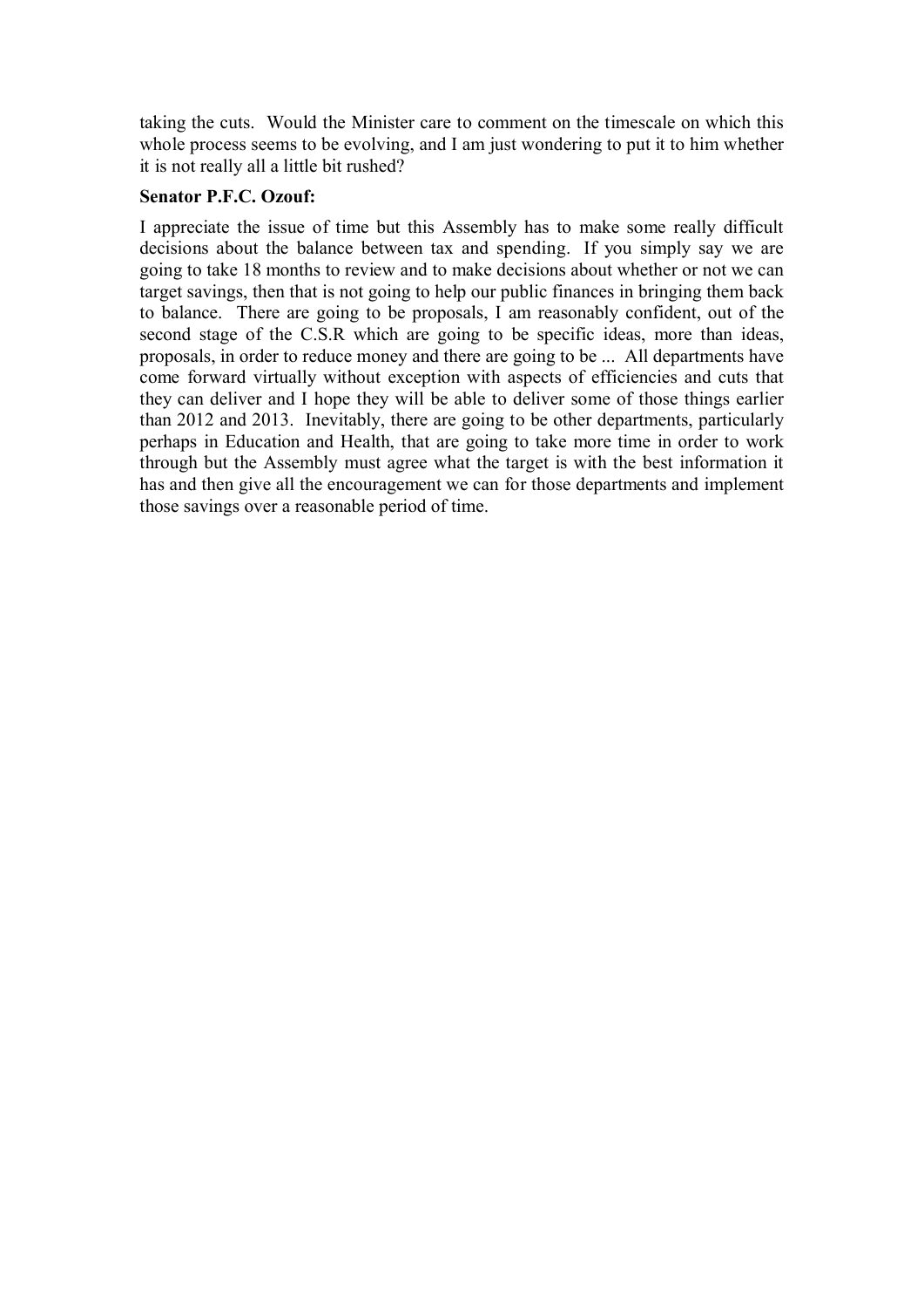taking the cuts. Would the Minister care to comment on the timescale on which this whole process seems to be evolving, and I am just wondering to put it to him whether it is not really all a little bit rushed?

**Senator P.F.C. Ozouf:**

I appreciate the issue of time but this Assembly has to make some really difficult decisions about the balance between tax and spending. If you simply say we are going to take 18 months to review and to make decisions about whether or not we can target savings, then that is not going to help our public finances in bringing them back to balance. There are going to be proposals, I am reasonably confident, out of the second stage of the C.S.R which are going to be specific ideas, more than ideas, proposals, in order to reduce money and there are going to be ... All departments have come forward virtually without exception with aspects of efficiencies and cuts that they can deliver and I hope they will be able to deliver some of those things earlier than 2012 and 2013. Inevitably, there are going to be other departments, particularly perhaps in Education and Health, that are going to take more time in order to work through but the Assembly must agree what the target is with the best information it has and then give all the encouragement we can for those departments and implement those savings over a reasonable period of time.